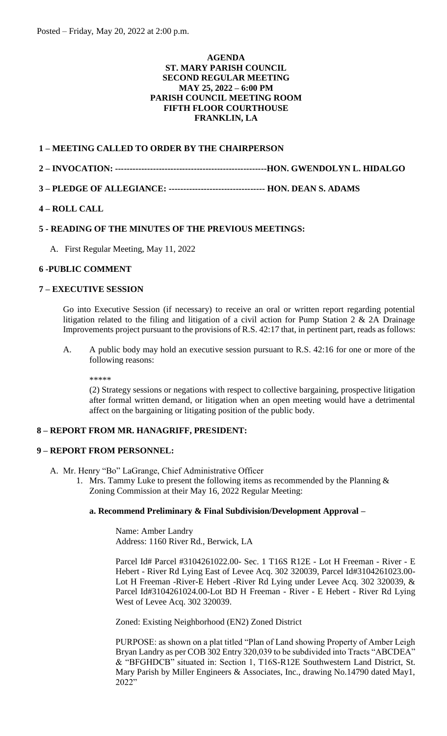Posted – Friday, May 20, 2022 at 2:00 p.m.

**AGENDA**
**ST. MARY PARISH COUNCIL**
**SECOND REGULAR MEETING**
**MAY 25, 2022 – 6:00 PM**
**PARISH COUNCIL MEETING ROOM**
**FIFTH FLOOR COURTHOUSE**
**FRANKLIN, LA**

**1 – MEETING CALLED TO ORDER BY THE CHAIRPERSON**

**2 – INVOCATION: ---------------------------------------------------HON. GWENDOLYN L. HIDALGO**

**3 – PLEDGE OF ALLEGIANCE: -------------------------------- HON. DEAN S. ADAMS**

**4 – ROLL CALL**

**5 - READING OF THE MINUTES OF THE PREVIOUS MEETINGS:**

A. First Regular Meeting, May 11, 2022

**6 -PUBLIC COMMENT**

**7 – EXECUTIVE SESSION**

Go into Executive Session (if necessary) to receive an oral or written report regarding potential litigation related to the filing and litigation of a civil action for Pump Station 2 & 2A Drainage Improvements project pursuant to the provisions of R.S. 42:17 that, in pertinent part, reads as follows:

A. A public body may hold an executive session pursuant to R.S. 42:16 for one or more of the following reasons:

\*\*\*\*\*

(2) Strategy sessions or negations with respect to collective bargaining, prospective litigation after formal written demand, or litigation when an open meeting would have a detrimental affect on the bargaining or litigating position of the public body.

**8 – REPORT FROM MR. HANAGRIFF, PRESIDENT:**

**9 – REPORT FROM PERSONNEL:**

A. Mr. Henry "Bo" LaGrange, Chief Administrative Officer

1. Mrs. Tammy Luke to present the following items as recommended by the Planning & Zoning Commission at their May 16, 2022 Regular Meeting:

**a. Recommend Preliminary & Final Subdivision/Development Approval –**

Name: Amber Landry
Address: 1160 River Rd., Berwick, LA

Parcel Id# Parcel #3104261022.00- Sec. 1 T16S R12E - Lot H Freeman - River - E Hebert - River Rd Lying East of Levee Acq. 302 320039, Parcel Id#3104261023.00- Lot H Freeman -River-E Hebert -River Rd Lying under Levee Acq. 302 320039, & Parcel Id#3104261024.00-Lot BD H Freeman - River - E Hebert - River Rd Lying West of Levee Acq. 302 320039.

Zoned: Existing Neighborhood (EN2) Zoned District

PURPOSE: as shown on a plat titled "Plan of Land showing Property of Amber Leigh Bryan Landry as per COB 302 Entry 320,039 to be subdivided into Tracts "ABCDEA" & "BFGHDCB" situated in: Section 1, T16S-R12E Southwestern Land District, St. Mary Parish by Miller Engineers & Associates, Inc., drawing No.14790 dated May1, 2022"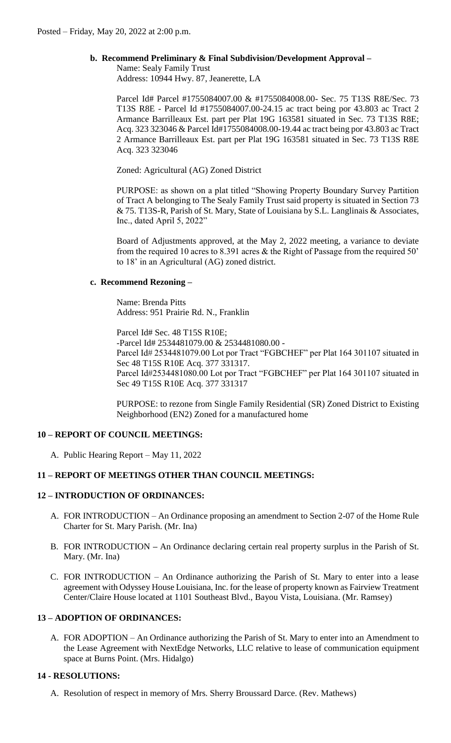Posted – Friday, May 20, 2022 at 2:00 p.m.

**b. Recommend Preliminary & Final Subdivision/Development Approval –**

Name: Sealy Family Trust
Address: 10944 Hwy. 87, Jeanerette, LA

Parcel Id# Parcel #1755084007.00 & #1755084008.00- Sec. 75 T13S R8E/Sec. 73 T13S R8E - Parcel Id #1755084007.00-24.15 ac tract being por 43.803 ac Tract 2 Armance Barrilleaux Est. part per Plat 19G 163581 situated in Sec. 73 T13S R8E; Acq. 323 323046 & Parcel Id#1755084008.00-19.44 ac tract being por 43.803 ac Tract 2 Armance Barrilleaux Est. part per Plat 19G 163581 situated in Sec. 73 T13S R8E Acq. 323 323046

Zoned: Agricultural (AG) Zoned District

PURPOSE: as shown on a plat titled "Showing Property Boundary Survey Partition of Tract A belonging to The Sealy Family Trust said property is situated in Section 73 & 75. T13S-R, Parish of St. Mary, State of Louisiana by S.L. Langlinais & Associates, Inc., dated April 5, 2022"

Board of Adjustments approved, at the May 2, 2022 meeting, a variance to deviate from the required 10 acres to 8.391 acres & the Right of Passage from the required 50' to 18' in an Agricultural (AG) zoned district.

**c. Recommend Rezoning –**

Name: Brenda Pitts
Address: 951 Prairie Rd. N., Franklin

Parcel Id# Sec. 48 T15S R10E;
-Parcel Id# 2534481079.00 & 2534481080.00 -
Parcel Id# 2534481079.00 Lot por Tract "FGBCHEF" per Plat 164 301107 situated in Sec 48 T15S R10E Acq. 377 331317.
Parcel Id#2534481080.00 Lot por Tract "FGBCHEF" per Plat 164 301107 situated in Sec 49 T15S R10E Acq. 377 331317

PURPOSE: to rezone from Single Family Residential (SR) Zoned District to Existing Neighborhood (EN2) Zoned for a manufactured home

## 10 – REPORT OF COUNCIL MEETINGS:

A. Public Hearing Report – May 11, 2022

## 11 – REPORT OF MEETINGS OTHER THAN COUNCIL MEETINGS:

## 12 – INTRODUCTION OF ORDINANCES:

A. FOR INTRODUCTION – An Ordinance proposing an amendment to Section 2-07 of the Home Rule Charter for St. Mary Parish. (Mr. Ina)

B. FOR INTRODUCTION – An Ordinance declaring certain real property surplus in the Parish of St. Mary. (Mr. Ina)

C. FOR INTRODUCTION – An Ordinance authorizing the Parish of St. Mary to enter into a lease agreement with Odyssey House Louisiana, Inc. for the lease of property known as Fairview Treatment Center/Claire House located at 1101 Southeast Blvd., Bayou Vista, Louisiana. (Mr. Ramsey)

## 13 – ADOPTION OF ORDINANCES:

A. FOR ADOPTION – An Ordinance authorizing the Parish of St. Mary to enter into an Amendment to the Lease Agreement with NextEdge Networks, LLC relative to lease of communication equipment space at Burns Point. (Mrs. Hidalgo)

## 14 - RESOLUTIONS:

A. Resolution of respect in memory of Mrs. Sherry Broussard Darce. (Rev. Mathews)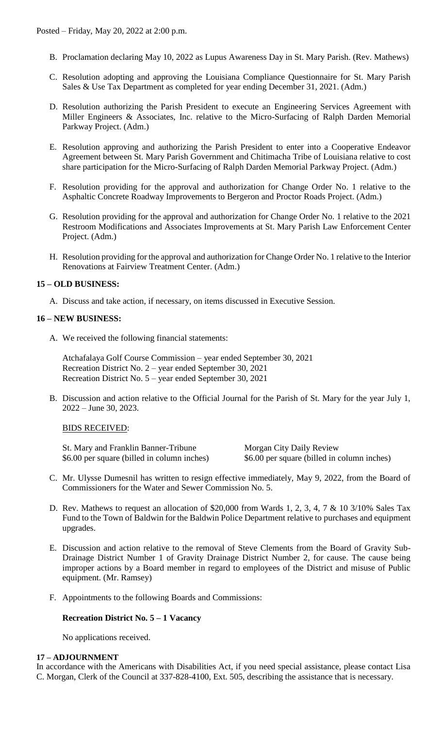Posted – Friday, May 20, 2022 at 2:00 p.m.

B. Proclamation declaring May 10, 2022 as Lupus Awareness Day in St. Mary Parish. (Rev. Mathews)

C. Resolution adopting and approving the Louisiana Compliance Questionnaire for St. Mary Parish Sales & Use Tax Department as completed for year ending December 31, 2021. (Adm.)

D. Resolution authorizing the Parish President to execute an Engineering Services Agreement with Miller Engineers & Associates, Inc. relative to the Micro-Surfacing of Ralph Darden Memorial Parkway Project. (Adm.)

E. Resolution approving and authorizing the Parish President to enter into a Cooperative Endeavor Agreement between St. Mary Parish Government and Chitimacha Tribe of Louisiana relative to cost share participation for the Micro-Surfacing of Ralph Darden Memorial Parkway Project. (Adm.)

F. Resolution providing for the approval and authorization for Change Order No. 1 relative to the Asphaltic Concrete Roadway Improvements to Bergeron and Proctor Roads Project. (Adm.)

G. Resolution providing for the approval and authorization for Change Order No. 1 relative to the 2021 Restroom Modifications and Associates Improvements at St. Mary Parish Law Enforcement Center Project. (Adm.)

H. Resolution providing for the approval and authorization for Change Order No. 1 relative to the Interior Renovations at Fairview Treatment Center. (Adm.)

**15 – OLD BUSINESS:**

A. Discuss and take action, if necessary, on items discussed in Executive Session.

**16 – NEW BUSINESS:**

A. We received the following financial statements:

Atchafalaya Golf Course Commission – year ended September 30, 2021
Recreation District No. 2 – year ended September 30, 2021
Recreation District No. 5 – year ended September 30, 2021

B. Discussion and action relative to the Official Journal for the Parish of St. Mary for the year July 1, 2022 – June 30, 2023.

BIDS RECEIVED:

| | |
|---|---|
| St. Mary and Franklin Banner-Tribune | Morgan City Daily Review |
| $6.00 per square (billed in column inches) | $6.00 per square (billed in column inches) |

C. Mr. Ulysse Dumesnil has written to resign effective immediately, May 9, 2022, from the Board of Commissioners for the Water and Sewer Commission No. 5.

D. Rev. Mathews to request an allocation of $20,000 from Wards 1, 2, 3, 4, 7 & 10 3/10% Sales Tax Fund to the Town of Baldwin for the Baldwin Police Department relative to purchases and equipment upgrades.

E. Discussion and action relative to the removal of Steve Clements from the Board of Gravity Sub-Drainage District Number 1 of Gravity Drainage District Number 2, for cause. The cause being improper actions by a Board member in regard to employees of the District and misuse of Public equipment. (Mr. Ramsey)

F. Appointments to the following Boards and Commissions:

**Recreation District No. 5 – 1 Vacancy**

No applications received.

**17 – ADJOURNMENT**

In accordance with the Americans with Disabilities Act, if you need special assistance, please contact Lisa C. Morgan, Clerk of the Council at 337-828-4100, Ext. 505, describing the assistance that is necessary.